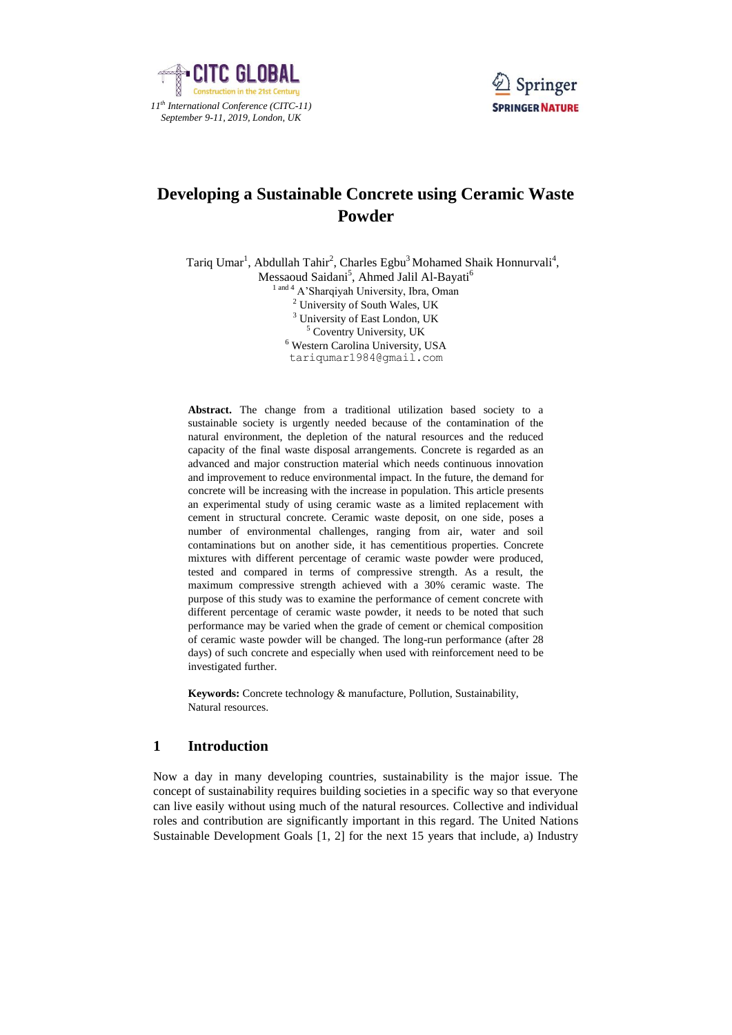# Developing a Sustainable Concrete using Ceramic Waste Powder

Tariq Umar[1], Abdullah Tahir[2], Charles Egbu[3] Mohamed Shaik Honnurvali[4], Messaoud Saidani[5], Ahmed Jalil Al-Bayati[6]

[1 and 4] A'Sharqiyah University, Ibra, Oman
[2] University of South Wales, UK
[3] University of East London, UK
[5] Coventry University, UK
[6] Western Carolina University, USA
tariqumar1984@gmail.com

**Abstract.** The change from a traditional utilization based society to a sustainable society is urgently needed because of the contamination of the natural environment, the depletion of the natural resources and the reduced capacity of the final waste disposal arrangements. Concrete is regarded as an advanced and major construction material which needs continuous innovation and improvement to reduce environmental impact. In the future, the demand for concrete will be increasing with the increase in population. This article presents an experimental study of using ceramic waste as a limited replacement with cement in structural concrete. Ceramic waste deposit, on one side, poses a number of environmental challenges, ranging from air, water and soil contaminations but on another side, it has cementitious properties. Concrete mixtures with different percentage of ceramic waste powder were produced, tested and compared in terms of compressive strength. As a result, the maximum compressive strength achieved with a 30% ceramic waste. The purpose of this study was to examine the performance of cement concrete with different percentage of ceramic waste powder, it needs to be noted that such performance may be varied when the grade of cement or chemical composition of ceramic waste powder will be changed. The long-run performance (after 28 days) of such concrete and especially when used with reinforcement need to be investigated further.

**Keywords:** Concrete technology & manufacture, Pollution, Sustainability, Natural resources.

## 1 Introduction

Now a day in many developing countries, sustainability is the major issue. The concept of sustainability requires building societies in a specific way so that everyone can live easily without using much of the natural resources. Collective and individual roles and contribution are significantly important in this regard. The United Nations Sustainable Development Goals [1, 2] for the next 15 years that include, a) Industry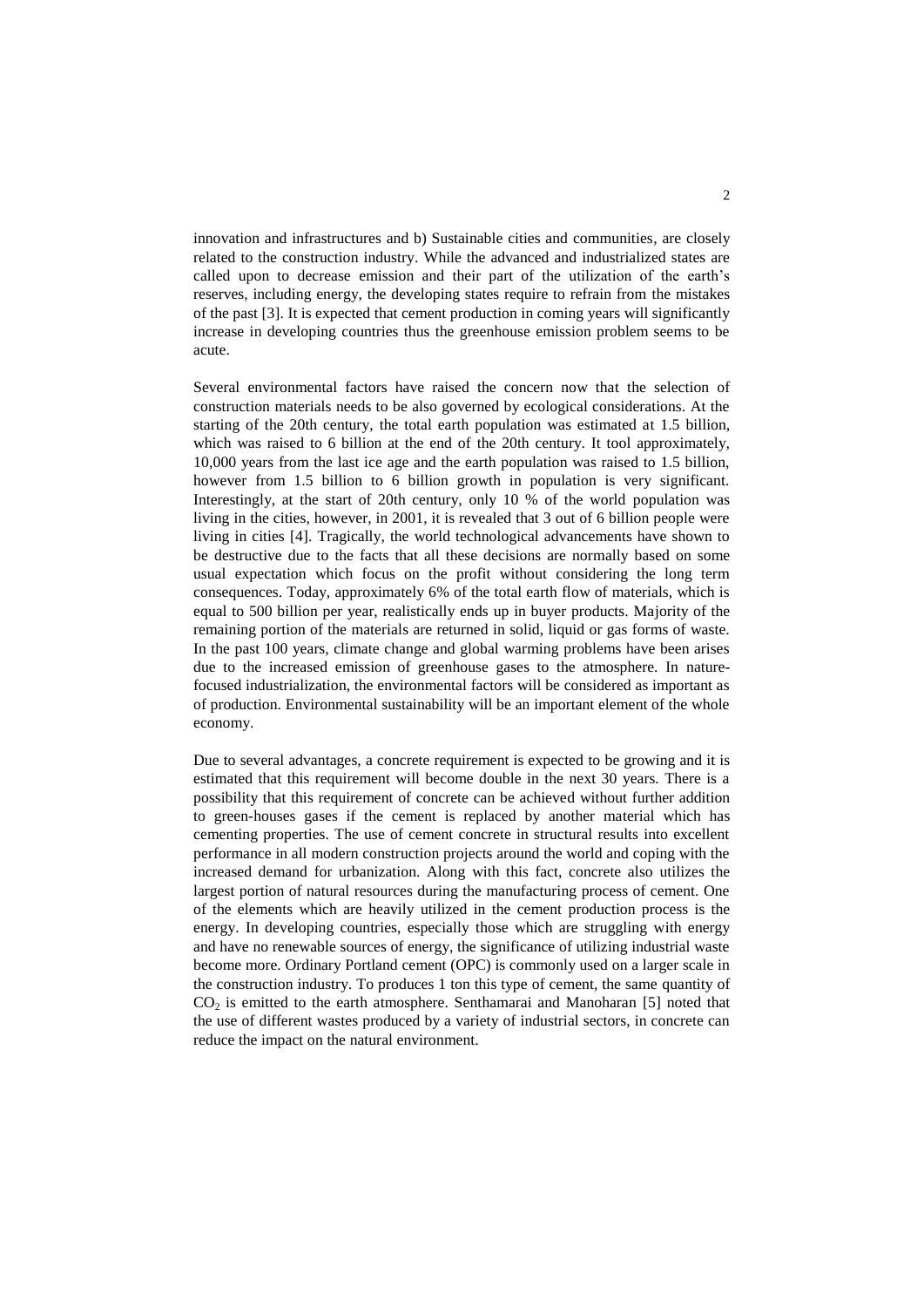innovation and infrastructures and b) Sustainable cities and communities, are closely related to the construction industry. While the advanced and industrialized states are called upon to decrease emission and their part of the utilization of the earth's reserves, including energy, the developing states require to refrain from the mistakes of the past [3]. It is expected that cement production in coming years will significantly increase in developing countries thus the greenhouse emission problem seems to be acute.

Several environmental factors have raised the concern now that the selection of construction materials needs to be also governed by ecological considerations. At the starting of the 20th century, the total earth population was estimated at 1.5 billion, which was raised to 6 billion at the end of the 20th century. It tool approximately, 10,000 years from the last ice age and the earth population was raised to 1.5 billion, however from 1.5 billion to 6 billion growth in population is very significant. Interestingly, at the start of 20th century, only 10 % of the world population was living in the cities, however, in 2001, it is revealed that 3 out of 6 billion people were living in cities [4]. Tragically, the world technological advancements have shown to be destructive due to the facts that all these decisions are normally based on some usual expectation which focus on the profit without considering the long term consequences. Today, approximately 6% of the total earth flow of materials, which is equal to 500 billion per year, realistically ends up in buyer products. Majority of the remaining portion of the materials are returned in solid, liquid or gas forms of waste. In the past 100 years, climate change and global warming problems have been arises due to the increased emission of greenhouse gases to the atmosphere. In nature-focused industrialization, the environmental factors will be considered as important as of production. Environmental sustainability will be an important element of the whole economy.

Due to several advantages, a concrete requirement is expected to be growing and it is estimated that this requirement will become double in the next 30 years. There is a possibility that this requirement of concrete can be achieved without further addition to green-houses gases if the cement is replaced by another material which has cementing properties. The use of cement concrete in structural results into excellent performance in all modern construction projects around the world and coping with the increased demand for urbanization. Along with this fact, concrete also utilizes the largest portion of natural resources during the manufacturing process of cement. One of the elements which are heavily utilized in the cement production process is the energy. In developing countries, especially those which are struggling with energy and have no renewable sources of energy, the significance of utilizing industrial waste become more. Ordinary Portland cement (OPC) is commonly used on a larger scale in the construction industry. To produces 1 ton this type of cement, the same quantity of $CO_2$ is emitted to the earth atmosphere. Senthamarai and Manoharan [5] noted that the use of different wastes produced by a variety of industrial sectors, in concrete can reduce the impact on the natural environment.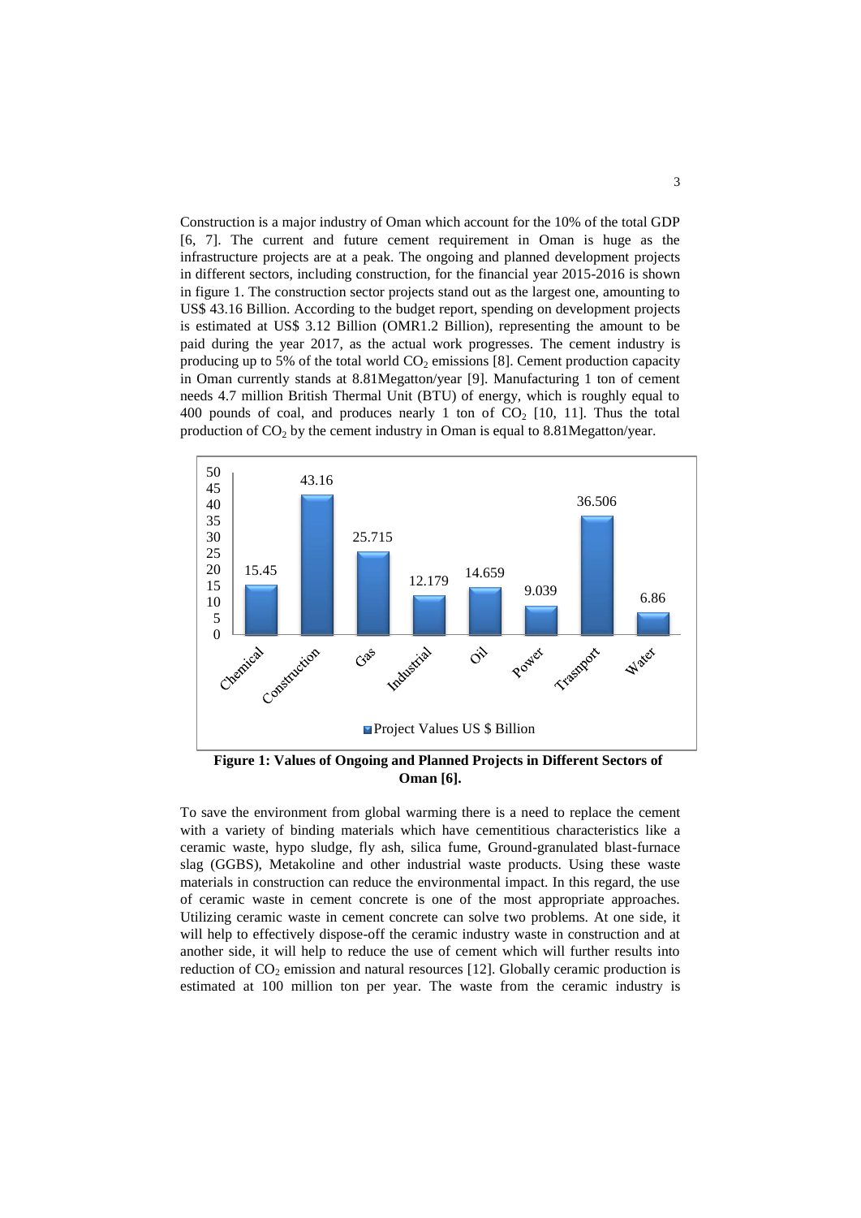Construction is a major industry of Oman which account for the 10% of the total GDP [6, 7]. The current and future cement requirement in Oman is huge as the infrastructure projects are at a peak. The ongoing and planned development projects in different sectors, including construction, for the financial year 2015-2016 is shown in figure 1. The construction sector projects stand out as the largest one, amounting to US$ 43.16 Billion. According to the budget report, spending on development projects is estimated at US$ 3.12 Billion (OMR1.2 Billion), representing the amount to be paid during the year 2017, as the actual work progresses. The cement industry is producing up to 5% of the total world $CO_2$ emissions [8]. Cement production capacity in Oman currently stands at 8.81Megatton/year [9]. Manufacturing 1 ton of cement needs 4.7 million British Thermal Unit (BTU) of energy, which is roughly equal to 400 pounds of coal, and produces nearly 1 ton of $CO_2$ [10, 11]. Thus the total production of $CO_2$ by the cement industry in Oman is equal to 8.81Megatton/year.

| Sector | Project Values US $ Billion |
|---|---|
| Chemical | 15.45 |
| Construction | 43.16 |
| Gas | 25.715 |
| Industrial | 12.179 |
| Oil | 14.659 |
| Power | 9.039 |
| Trasnport | 36.506 |
| Water | 6.86 |

**Figure 1: Values of Ongoing and Planned Projects in Different Sectors of Oman [6].**

To save the environment from global warming there is a need to replace the cement with a variety of binding materials which have cementitious characteristics like a ceramic waste, hypo sludge, fly ash, silica fume, Ground-granulated blast-furnace slag (GGBS), Metakoline and other industrial waste products. Using these waste materials in construction can reduce the environmental impact. In this regard, the use of ceramic waste in cement concrete is one of the most appropriate approaches. Utilizing ceramic waste in cement concrete can solve two problems. At one side, it will help to effectively dispose-off the ceramic industry waste in construction and at another side, it will help to reduce the use of cement which will further results into reduction of $CO_2$ emission and natural resources [12]. Globally ceramic production is estimated at 100 million ton per year. The waste from the ceramic industry is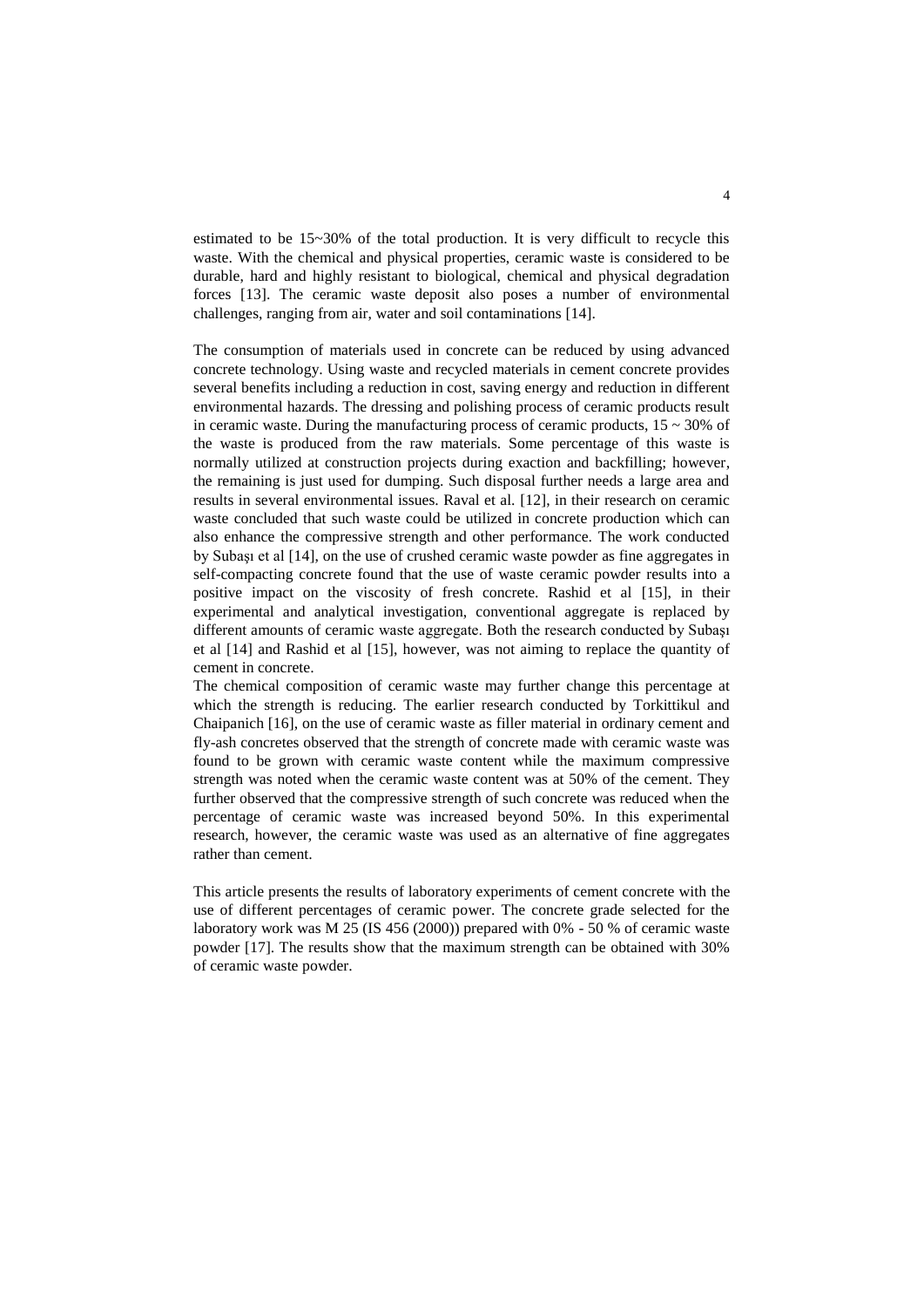estimated to be 15~30% of the total production. It is very difficult to recycle this waste. With the chemical and physical properties, ceramic waste is considered to be durable, hard and highly resistant to biological, chemical and physical degradation forces [13]. The ceramic waste deposit also poses a number of environmental challenges, ranging from air, water and soil contaminations [14].

The consumption of materials used in concrete can be reduced by using advanced concrete technology. Using waste and recycled materials in cement concrete provides several benefits including a reduction in cost, saving energy and reduction in different environmental hazards. The dressing and polishing process of ceramic products result in ceramic waste. During the manufacturing process of ceramic products, 15 ~ 30% of the waste is produced from the raw materials. Some percentage of this waste is normally utilized at construction projects during exaction and backfilling; however, the remaining is just used for dumping. Such disposal further needs a large area and results in several environmental issues. Raval et al. [12], in their research on ceramic waste concluded that such waste could be utilized in concrete production which can also enhance the compressive strength and other performance. The work conducted by Subaşı et al [14], on the use of crushed ceramic waste powder as fine aggregates in self-compacting concrete found that the use of waste ceramic powder results into a positive impact on the viscosity of fresh concrete. Rashid et al [15], in their experimental and analytical investigation, conventional aggregate is replaced by different amounts of ceramic waste aggregate. Both the research conducted by Subaşı et al [14] and Rashid et al [15], however, was not aiming to replace the quantity of cement in concrete.
The chemical composition of ceramic waste may further change this percentage at which the strength is reducing. The earlier research conducted by Torkittikul and Chaipanich [16], on the use of ceramic waste as filler material in ordinary cement and fly-ash concretes observed that the strength of concrete made with ceramic waste was found to be grown with ceramic waste content while the maximum compressive strength was noted when the ceramic waste content was at 50% of the cement. They further observed that the compressive strength of such concrete was reduced when the percentage of ceramic waste was increased beyond 50%. In this experimental research, however, the ceramic waste was used as an alternative of fine aggregates rather than cement.

This article presents the results of laboratory experiments of cement concrete with the use of different percentages of ceramic power. The concrete grade selected for the laboratory work was M 25 (IS 456 (2000)) prepared with 0% - 50 % of ceramic waste powder [17]. The results show that the maximum strength can be obtained with 30% of ceramic waste powder.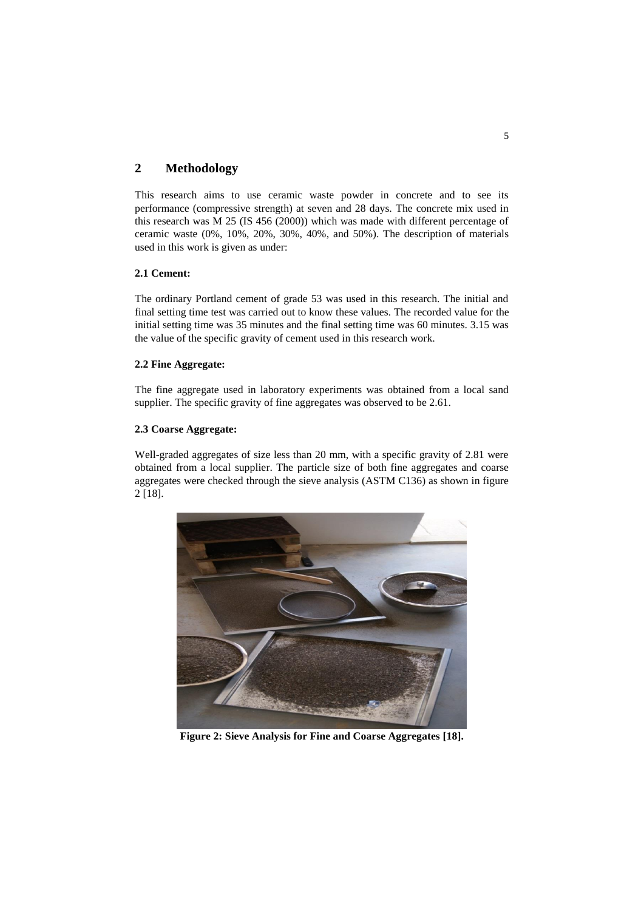## 2 Methodology

This research aims to use ceramic waste powder in concrete and to see its performance (compressive strength) at seven and 28 days. The concrete mix used in this research was M 25 (IS 456 (2000)) which was made with different percentage of ceramic waste (0%, 10%, 20%, 30%, 40%, and 50%). The description of materials used in this work is given as under:

### 2.1 Cement:

The ordinary Portland cement of grade 53 was used in this research. The initial and final setting time test was carried out to know these values. The recorded value for the initial setting time was 35 minutes and the final setting time was 60 minutes. 3.15 was the value of the specific gravity of cement used in this research work.

### 2.2 Fine Aggregate:

The fine aggregate used in laboratory experiments was obtained from a local sand supplier. The specific gravity of fine aggregates was observed to be 2.61.

### 2.3 Coarse Aggregate:

Well-graded aggregates of size less than 20 mm, with a specific gravity of 2.81 were obtained from a local supplier. The particle size of both fine aggregates and coarse aggregates were checked through the sieve analysis (ASTM C136) as shown in figure 2 [18].

**Figure 2: Sieve Analysis for Fine and Coarse Aggregates [18].**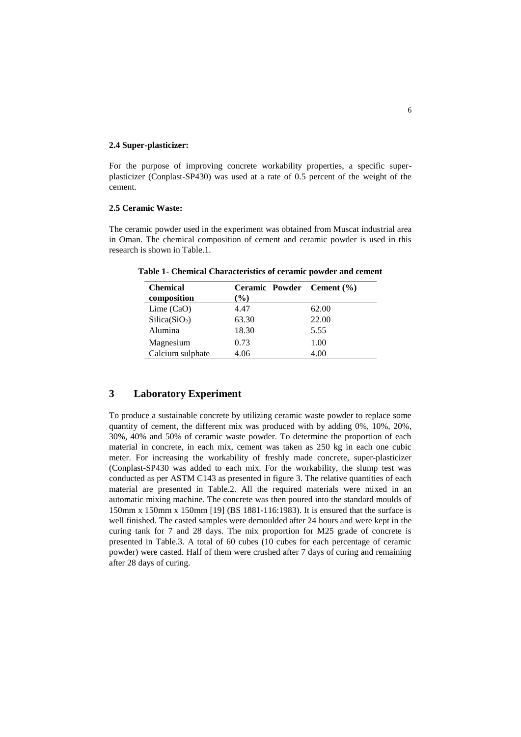### 2.4 Super-plasticizer:

For the purpose of improving concrete workability properties, a specific super-plasticizer (Conplast-SP430) was used at a rate of 0.5 percent of the weight of the cement.

### 2.5 Ceramic Waste:

The ceramic powder used in the experiment was obtained from Muscat industrial area in Oman. The chemical composition of cement and ceramic powder is used in this research is shown in Table.1.

**Table 1- Chemical Characteristics of ceramic powder and cement**

| Chemical composition | Ceramic Powder (%) | Cement (%) |
|---|---|---|
| Lime (CaO) | 4.47 | 62.00 |
| Silica($SiO_2$) | 63.30 | 22.00 |
| Alumina | 18.30 | 5.55 |
| Magnesium | 0.73 | 1.00 |
| Calcium sulphate | 4.06 | 4.00 |

## 3 Laboratory Experiment

To produce a sustainable concrete by utilizing ceramic waste powder to replace some quantity of cement, the different mix was produced with by adding 0%, 10%, 20%, 30%, 40% and 50% of ceramic waste powder. To determine the proportion of each material in concrete, in each mix, cement was taken as 250 kg in each one cubic meter. For increasing the workability of freshly made concrete, super-plasticizer (Conplast-SP430 was added to each mix. For the workability, the slump test was conducted as per ASTM C143 as presented in figure 3. The relative quantities of each material are presented in Table.2. All the required materials were mixed in an automatic mixing machine. The concrete was then poured into the standard moulds of 150mm x 150mm x 150mm [19] (BS 1881-116:1983). It is ensured that the surface is well finished. The casted samples were demoulded after 24 hours and were kept in the curing tank for 7 and 28 days. The mix proportion for M25 grade of concrete is presented in Table.3. A total of 60 cubes (10 cubes for each percentage of ceramic powder) were casted. Half of them were crushed after 7 days of curing and remaining after 28 days of curing.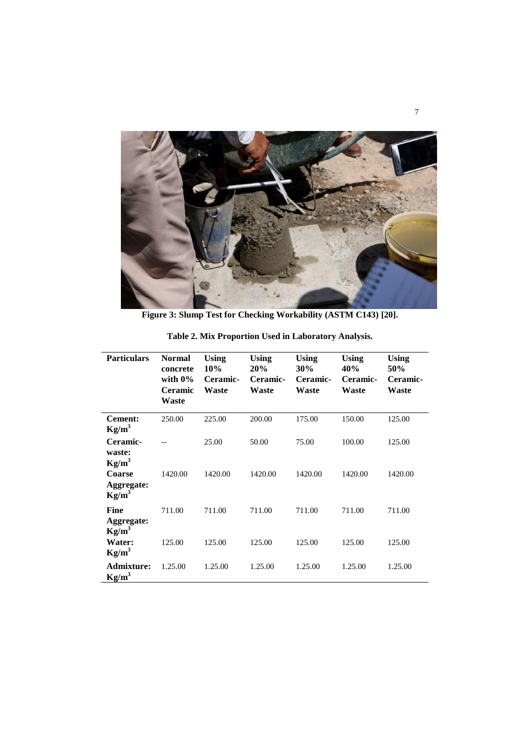Figure 3: Slump Test for Checking Workability (ASTM C143) [20].

**Table 2. Mix Proportion Used in Laboratory Analysis.**

| Particulars | Normal concrete with 0% Ceramic Waste | Using 10% Ceramic-Waste | Using 20% Ceramic-Waste | Using 30% Ceramic-Waste | Using 40% Ceramic-Waste | Using 50% Ceramic-Waste |
|---|---|---|---|---|---|---|
| **Cement: $Kg/m^3$** | 250.00 | 225.00 | 200.00 | 175.00 | 150.00 | 125.00 |
| **Ceramic-waste: $Kg/m^3$** | -- | 25.00 | 50.00 | 75.00 | 100.00 | 125.00 |
| **Coarse Aggregate: $Kg/m^3$** | 1420.00 | 1420.00 | 1420.00 | 1420.00 | 1420.00 | 1420.00 |
| **Fine Aggregate: $Kg/m^3$** | 711.00 | 711.00 | 711.00 | 711.00 | 711.00 | 711.00 |
| **Water: $Kg/m^3$** | 125.00 | 125.00 | 125.00 | 125.00 | 125.00 | 125.00 |
| **Admixture: $Kg/m^3$** | 1.25.00 | 1.25.00 | 1.25.00 | 1.25.00 | 1.25.00 | 1.25.00 |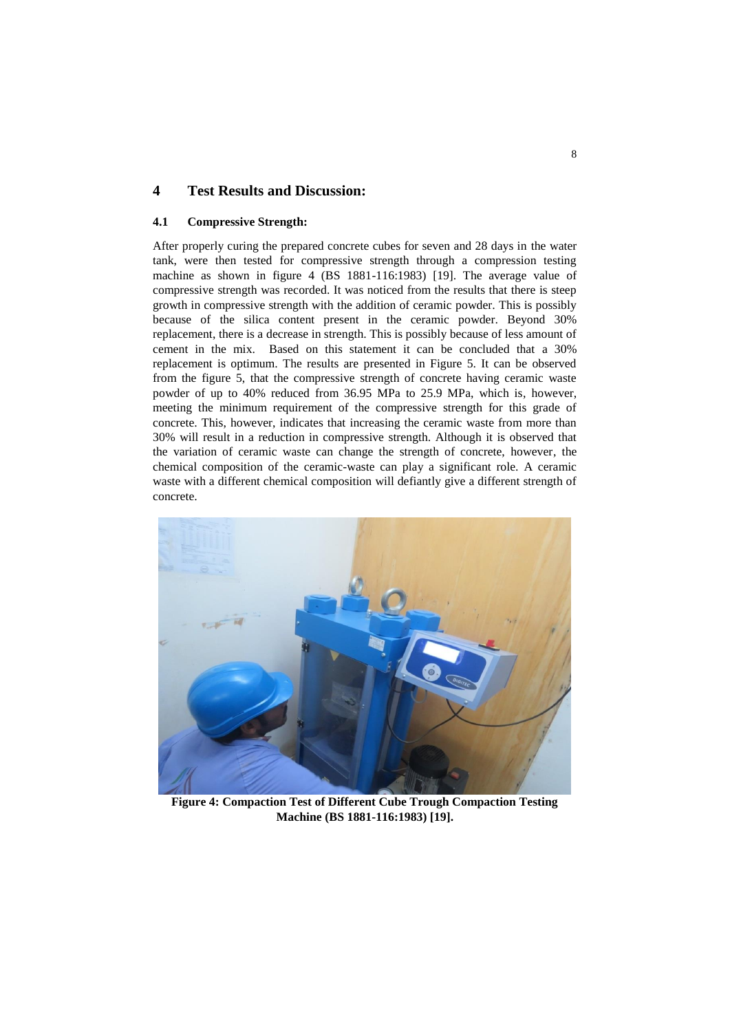## 4 Test Results and Discussion:

### 4.1 Compressive Strength:

After properly curing the prepared concrete cubes for seven and 28 days in the water tank, were then tested for compressive strength through a compression testing machine as shown in figure 4 (BS 1881-116:1983) [19]. The average value of compressive strength was recorded. It was noticed from the results that there is steep growth in compressive strength with the addition of ceramic powder. This is possibly because of the silica content present in the ceramic powder. Beyond 30% replacement, there is a decrease in strength. This is possibly because of less amount of cement in the mix. Based on this statement it can be concluded that a 30% replacement is optimum. The results are presented in Figure 5. It can be observed from the figure 5, that the compressive strength of concrete having ceramic waste powder of up to 40% reduced from 36.95 MPa to 25.9 MPa, which is, however, meeting the minimum requirement of the compressive strength for this grade of concrete. This, however, indicates that increasing the ceramic waste from more than 30% will result in a reduction in compressive strength. Although it is observed that the variation of ceramic waste can change the strength of concrete, however, the chemical composition of the ceramic-waste can play a significant role. A ceramic waste with a different chemical composition will defiantly give a different strength of concrete.

**Figure 4: Compaction Test of Different Cube Trough Compaction Testing Machine (BS 1881-116:1983) [19].**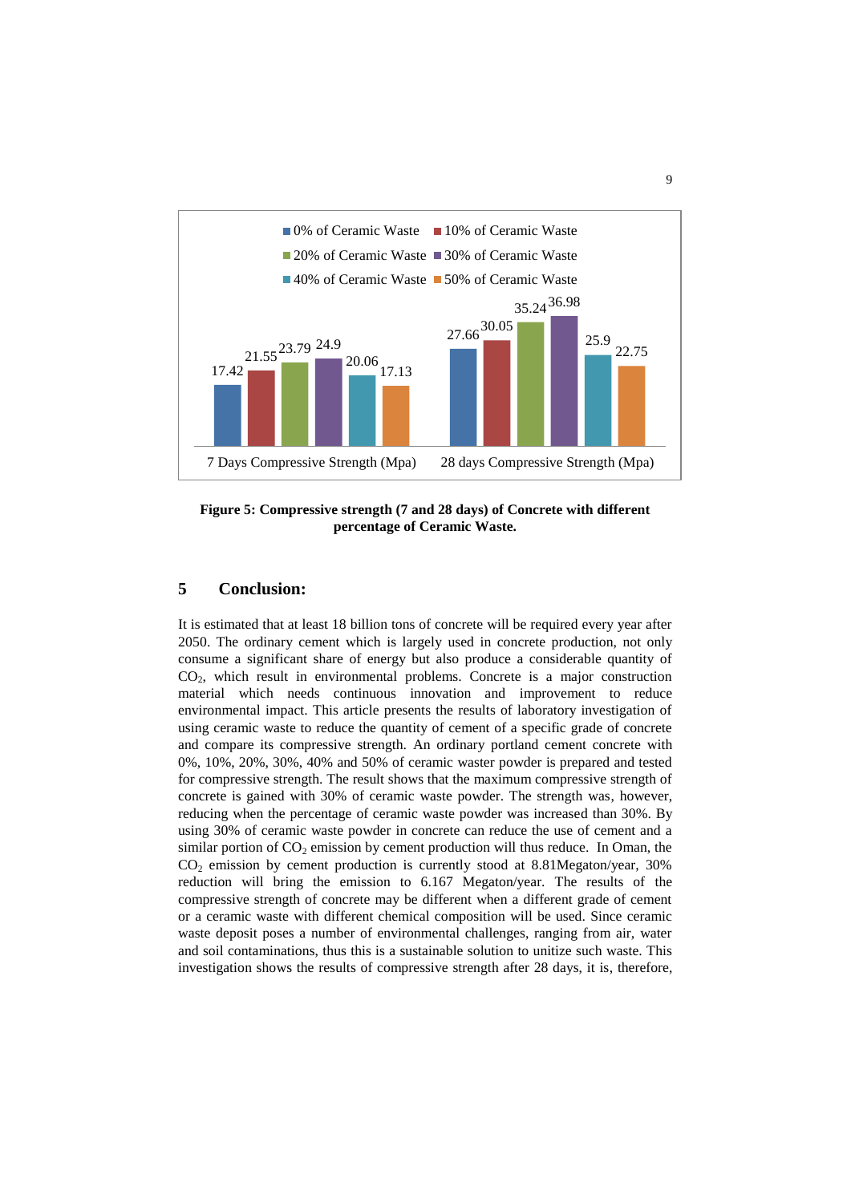| | 0% of Ceramic Waste | 10% of Ceramic Waste | 20% of Ceramic Waste | 30% of Ceramic Waste | 40% of Ceramic Waste | 50% of Ceramic Waste |
|---|---|---|---|---|---|---|
| 7 Days Compressive Strength (Mpa) | 17.42 | 21.55 | 23.79 | 24.9 | 20.06 | 17.13 |
| 28 days Compressive Strength (Mpa) | 27.66 | 30.05 | 35.24 | 36.98 | 25.9 | 22.75 |

**Figure 5: Compressive strength (7 and 28 days) of Concrete with different percentage of Ceramic Waste.**

## 5 Conclusion:

It is estimated that at least 18 billion tons of concrete will be required every year after 2050. The ordinary cement which is largely used in concrete production, not only consume a significant share of energy but also produce a considerable quantity of $CO_2$, which result in environmental problems. Concrete is a major construction material which needs continuous innovation and improvement to reduce environmental impact. This article presents the results of laboratory investigation of using ceramic waste to reduce the quantity of cement of a specific grade of concrete and compare its compressive strength. An ordinary portland cement concrete with 0%, 10%, 20%, 30%, 40% and 50% of ceramic waster powder is prepared and tested for compressive strength. The result shows that the maximum compressive strength of concrete is gained with 30% of ceramic waste powder. The strength was, however, reducing when the percentage of ceramic waste powder was increased than 30%. By using 30% of ceramic waste powder in concrete can reduce the use of cement and a similar portion of $CO_2$ emission by cement production will thus reduce. In Oman, the $CO_2$ emission by cement production is currently stood at 8.81Megaton/year, 30% reduction will bring the emission to 6.167 Megaton/year. The results of the compressive strength of concrete may be different when a different grade of cement or a ceramic waste with different chemical composition will be used. Since ceramic waste deposit poses a number of environmental challenges, ranging from air, water and soil contaminations, thus this is a sustainable solution to unitize such waste. This investigation shows the results of compressive strength after 28 days, it is, therefore,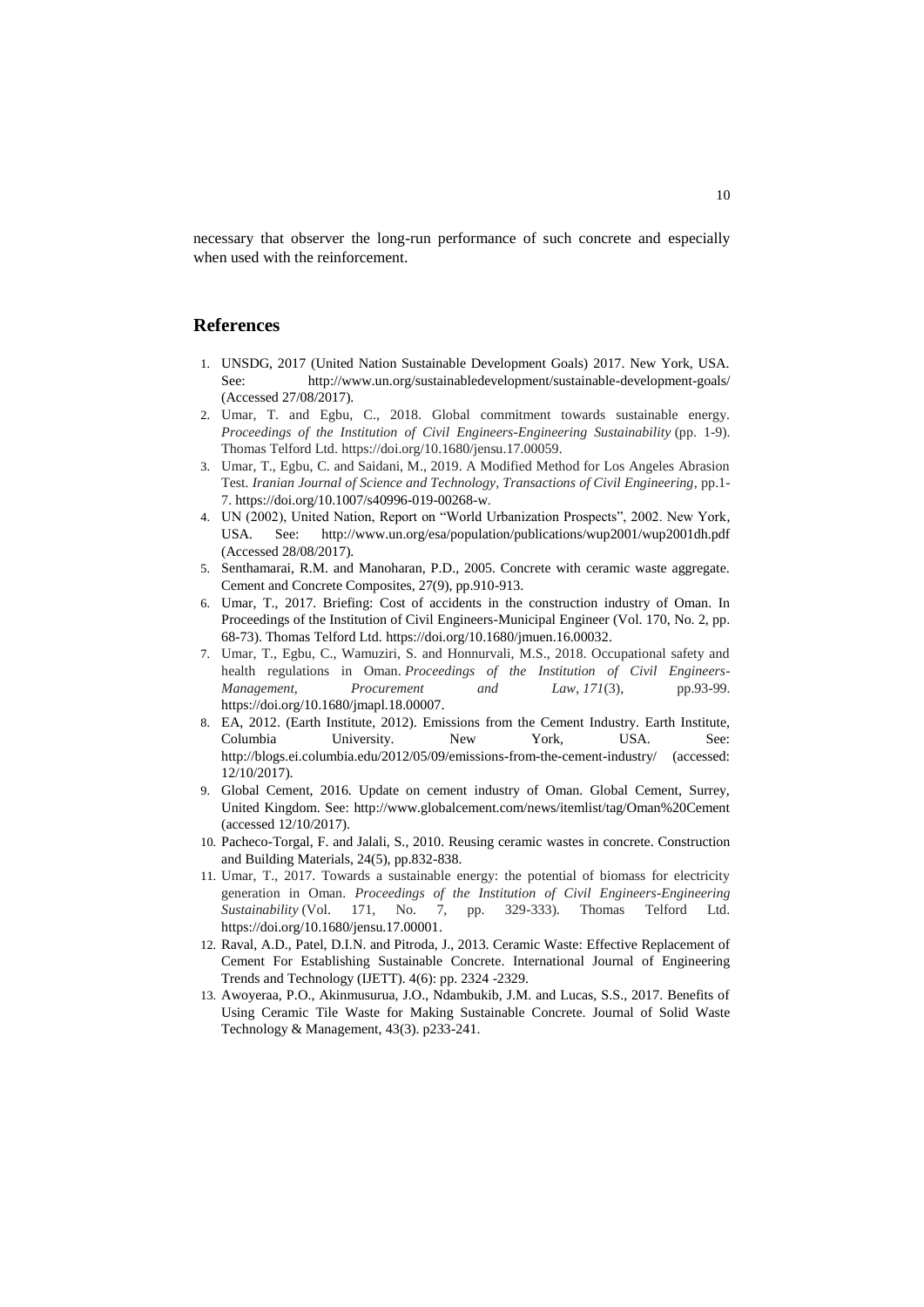necessary that observer the long-run performance of such concrete and especially when used with the reinforcement.

## References

1. UNSDG, 2017 (United Nation Sustainable Development Goals) 2017. New York, USA. See: http://www.un.org/sustainabledevelopment/sustainable-development-goals/ (Accessed 27/08/2017).
2. Umar, T. and Egbu, C., 2018. Global commitment towards sustainable energy. *Proceedings of the Institution of Civil Engineers-Engineering Sustainability* (pp. 1-9). Thomas Telford Ltd. https://doi.org/10.1680/jensu.17.00059.
3. Umar, T., Egbu, C. and Saidani, M., 2019. A Modified Method for Los Angeles Abrasion Test. *Iranian Journal of Science and Technology, Transactions of Civil Engineering*, pp.1-7. https://doi.org/10.1007/s40996-019-00268-w.
4. UN (2002), United Nation, Report on "World Urbanization Prospects", 2002. New York, USA. See: http://www.un.org/esa/population/publications/wup2001/wup2001dh.pdf (Accessed 28/08/2017).
5. Senthamarai, R.M. and Manoharan, P.D., 2005. Concrete with ceramic waste aggregate. Cement and Concrete Composites, 27(9), pp.910-913.
6. Umar, T., 2017. Briefing: Cost of accidents in the construction industry of Oman. In Proceedings of the Institution of Civil Engineers-Municipal Engineer (Vol. 170, No. 2, pp. 68-73). Thomas Telford Ltd. https://doi.org/10.1680/jmuen.16.00032.
7. Umar, T., Egbu, C., Wamuziri, S. and Honnurvali, M.S., 2018. Occupational safety and health regulations in Oman. *Proceedings of the Institution of Civil Engineers-Management, Procurement and Law*, *171*(3), pp.93-99. https://doi.org/10.1680/jmapl.18.00007.
8. EA, 2012. (Earth Institute, 2012). Emissions from the Cement Industry. Earth Institute, Columbia University. New York, USA. See: http://blogs.ei.columbia.edu/2012/05/09/emissions-from-the-cement-industry/ (accessed: 12/10/2017).
9. Global Cement, 2016. Update on cement industry of Oman. Global Cement, Surrey, United Kingdom. See: http://www.globalcement.com/news/itemlist/tag/Oman%20Cement (accessed 12/10/2017).
10. Pacheco-Torgal, F. and Jalali, S., 2010. Reusing ceramic wastes in concrete. Construction and Building Materials, 24(5), pp.832-838.
11. Umar, T., 2017. Towards a sustainable energy: the potential of biomass for electricity generation in Oman. *Proceedings of the Institution of Civil Engineers-Engineering Sustainability* (Vol. 171, No. 7, pp. 329-333). Thomas Telford Ltd. https://doi.org/10.1680/jensu.17.00001.
12. Raval, A.D., Patel, D.I.N. and Pitroda, J., 2013. Ceramic Waste: Effective Replacement of Cement For Establishing Sustainable Concrete. International Journal of Engineering Trends and Technology (IJETT). 4(6): pp. 2324 -2329.
13. Awoyeraa, P.O., Akinmusurua, J.O., Ndambukib, J.M. and Lucas, S.S., 2017. Benefits of Using Ceramic Tile Waste for Making Sustainable Concrete. Journal of Solid Waste Technology & Management, 43(3). p233-241.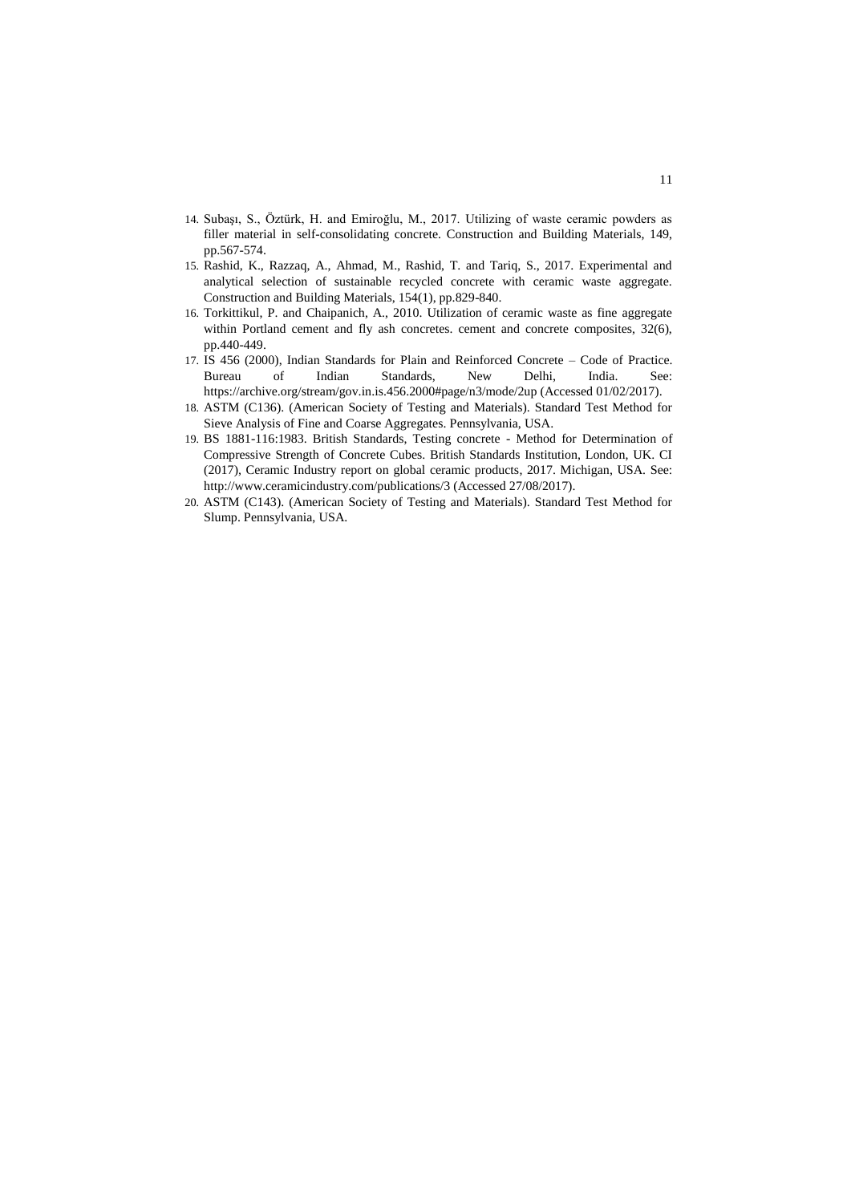14. Subaşı, S., Öztürk, H. and Emiroğlu, M., 2017. Utilizing of waste ceramic powders as filler material in self-consolidating concrete. Construction and Building Materials, 149, pp.567-574.
15. Rashid, K., Razzaq, A., Ahmad, M., Rashid, T. and Tariq, S., 2017. Experimental and analytical selection of sustainable recycled concrete with ceramic waste aggregate. Construction and Building Materials, 154(1), pp.829-840.
16. Torkittikul, P. and Chaipanich, A., 2010. Utilization of ceramic waste as fine aggregate within Portland cement and fly ash concretes. cement and concrete composites, 32(6), pp.440-449.
17. IS 456 (2000), Indian Standards for Plain and Reinforced Concrete – Code of Practice. Bureau of Indian Standards, New Delhi, India. See: https://archive.org/stream/gov.in.is.456.2000#page/n3/mode/2up (Accessed 01/02/2017).
18. ASTM (C136). (American Society of Testing and Materials). Standard Test Method for Sieve Analysis of Fine and Coarse Aggregates. Pennsylvania, USA.
19. BS 1881-116:1983. British Standards, Testing concrete - Method for Determination of Compressive Strength of Concrete Cubes. British Standards Institution, London, UK. CI (2017), Ceramic Industry report on global ceramic products, 2017. Michigan, USA. See: http://www.ceramicindustry.com/publications/3 (Accessed 27/08/2017).
20. ASTM (C143). (American Society of Testing and Materials). Standard Test Method for Slump. Pennsylvania, USA.